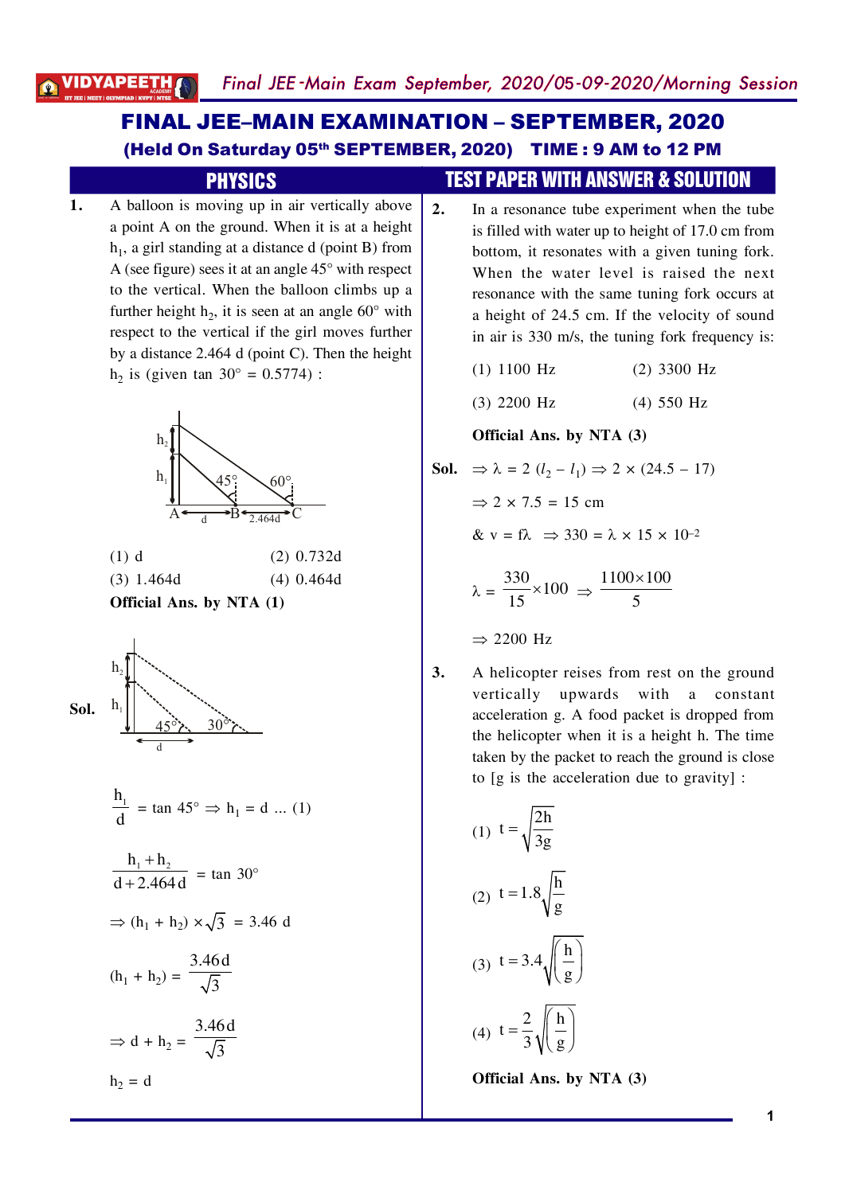# FINAL JEE–MAIN EXAMINATION – SEPTEMBER, 2020

## (Held On Saturday 05th SEPTEMBER, 2020) TIME : 9 AM to 12 PM

## PHYSICS — TEST PAPER WITH ANSWER & SOLUTION

**1.** A balloon is moving up in air vertically above a point A on the ground. When it is at a height $h_1$, a girl standing at a distance d (point B) from A (see figure) sees it at an angle 45° with respect to the vertical. When the balloon climbs up a further height $h_2$, it is seen at an angle 60° with respect to the vertical if the girl moves further by a distance 2.464 d (point C). Then the height $h_2$ is (given tan 30° = 0.5774) :

(1) d (2) 0.732d

(3) 1.464d (4) 0.464d

**Official Ans. by NTA (1)**

**Sol.**

$$\frac{h_1}{d} = \tan 45° \Rightarrow h_1 = d \ldots (1)$$

$$\frac{h_1 + h_2}{d + 2.464\,d} = \tan 30°$$

$$\Rightarrow (h_1 + h_2) \times \sqrt{3} = 3.46\ d$$

$$(h_1 + h_2) = \frac{3.46\,d}{\sqrt{3}}$$

$$\Rightarrow d + h_2 = \frac{3.46\,d}{\sqrt{3}}$$

$h_2 = d$

**2.** In a resonance tube experiment when the tube is filled with water up to height of 17.0 cm from bottom, it resonates with a given tuning fork. When the water level is raised the next resonance with the same tuning fork occurs at a height of 24.5 cm. If the velocity of sound in air is 330 m/s, the tuning fork frequency is:

(1) 1100 Hz (2) 3300 Hz

(3) 2200 Hz (4) 550 Hz

**Official Ans. by NTA (3)**

**Sol.** $\Rightarrow \lambda = 2\ (l_2 - l_1) \Rightarrow 2 \times (24.5 - 17)$

$\Rightarrow 2 \times 7.5 = 15$ cm

& $v = f\lambda \Rightarrow 330 = \lambda \times 15 \times 10^{-2}$

$$\lambda = \frac{330}{15} \times 100 \Rightarrow \frac{1100 \times 100}{5}$$

$\Rightarrow 2200$ Hz

**3.** A helicopter reises from rest on the ground vertically upwards with a constant acceleration g. A food packet is dropped from the helicopter when it is a height h. The time taken by the packet to reach the ground is close to [g is the acceleration due to gravity] :

(1) $t = \sqrt{\frac{2h}{3g}}$

(2) $t = 1.8\sqrt{\frac{h}{g}}$

(3) $t = 3.4\sqrt{\left(\frac{h}{g}\right)}$

(4) $t = \frac{2}{3}\sqrt{\left(\frac{h}{g}\right)}$

**Official Ans. by NTA (3)**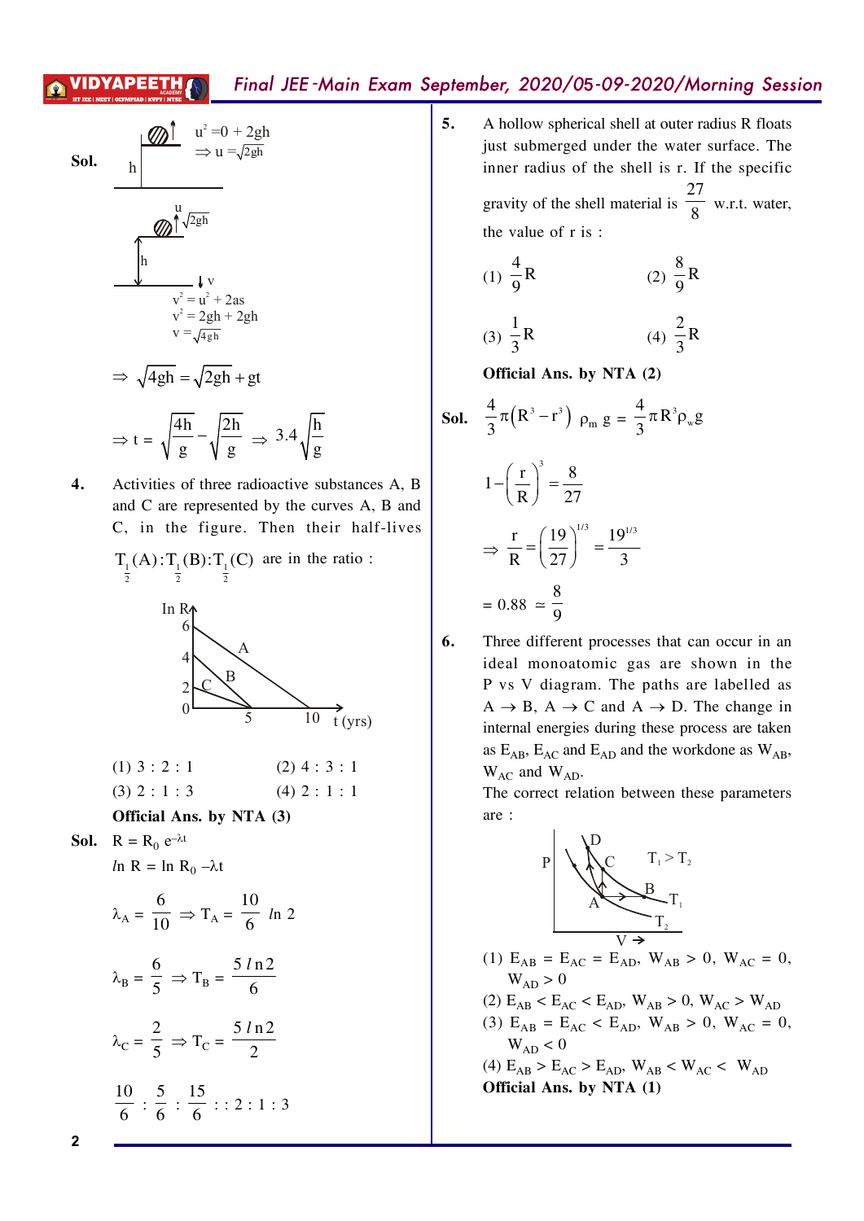**Sol.** $u^2 = 0 + 2gh$

$\Rightarrow u = \sqrt{2gh}$

h

u $\uparrow\sqrt{2gh}$

h

$\downarrow$ v

$v^2 = u^2 + 2as$

$v^2 = 2gh + 2gh$

$v = \sqrt{4gh}$

$$\Rightarrow \sqrt{4gh} = \sqrt{2gh} + gt$$

$$\Rightarrow t = \sqrt{\frac{4h}{g}} - \sqrt{\frac{2h}{g}} \Rightarrow 3.4\sqrt{\frac{h}{g}}$$

**4.** Activities of three radioactive substances A, B and C are represented by the curves A, B and C, in the figure. Then their half-lives $T_{\frac{1}{2}}(A) : T_{\frac{1}{2}}(B) : T_{\frac{1}{2}}(C)$ are in the ratio :

(Graph: ln R vs t (yrs); A from 6 to 10, B from 4 to 5, C from 2 to 5)

(1) 3 : 2 : 1 (2) 4 : 3 : 1

(3) 2 : 1 : 3 (4) 2 : 1 : 1

**Official Ans. by NTA (3)**

**Sol.** $R = R_0\, e^{-\lambda t}$

$\ln R = \ln R_0 - \lambda t$

$$\lambda_A = \frac{6}{10} \Rightarrow T_A = \frac{10}{6} \ln 2$$

$$\lambda_B = \frac{6}{5} \Rightarrow T_B = \frac{5 \ln 2}{6}$$

$$\lambda_C = \frac{2}{5} \Rightarrow T_C = \frac{5 \ln 2}{2}$$

$$\frac{10}{6} : \frac{5}{6} : \frac{15}{6} :: 2 : 1 : 3$$

**5.** A hollow spherical shell at outer radius R floats just submerged under the water surface. The inner radius of the shell is r. If the specific gravity of the shell material is $\frac{27}{8}$ w.r.t. water, the value of r is :

(1) $\frac{4}{9}R$ (2) $\frac{8}{9}R$

(3) $\frac{1}{3}R$ (4) $\frac{2}{3}R$

**Official Ans. by NTA (2)**

**Sol.** $\frac{4}{3}\pi\left(R^3 - r^3\right)\rho_m\, g = \frac{4}{3}\pi R^3 \rho_w g$

$$1 - \left(\frac{r}{R}\right)^3 = \frac{8}{27}$$

$$\Rightarrow \frac{r}{R} = \left(\frac{19}{27}\right)^{1/3} = \frac{19^{1/3}}{3}$$

$$= 0.88 \simeq \frac{8}{9}$$

**6.** Three different processes that can occur in an ideal monoatomic gas are shown in the P vs V diagram. The paths are labelled as A → B, A → C and A → D. The change in internal energies during these process are taken as $E_{AB}$, $E_{AC}$ and $E_{AD}$ and the workdone as $W_{AB}$, $W_{AC}$ and $W_{AD}$.

The correct relation between these parameters are :

(P vs V diagram with isotherms $T_1 > T_2$; points A, B, C, D)

(1) $E_{AB} = E_{AC} = E_{AD}$, $W_{AB} > 0$, $W_{AC} = 0$, $W_{AD} > 0$

(2) $E_{AB} < E_{AC} < E_{AD}$, $W_{AB} > 0$, $W_{AC} > W_{AD}$

(3) $E_{AB} = E_{AC} < E_{AD}$, $W_{AB} > 0$, $W_{AC} = 0$, $W_{AD} < 0$

(4) $E_{AB} > E_{AC} > E_{AD}$, $W_{AB} < W_{AC} < W_{AD}$

**Official Ans. by NTA (1)**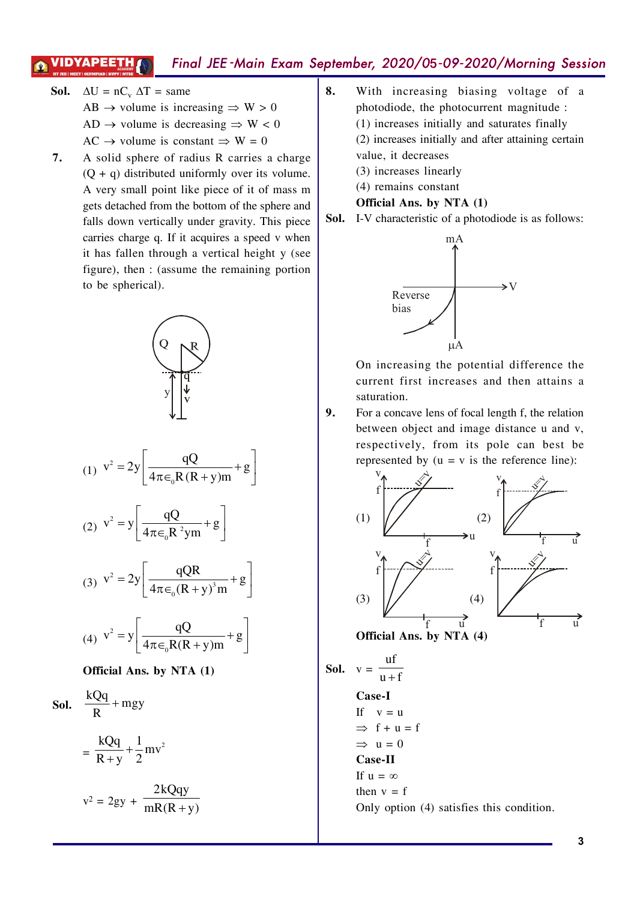**Sol.** $\Delta U = nC_v \Delta T$ = same

AB $\rightarrow$ volume is increasing $\Rightarrow$ W > 0

AD $\rightarrow$ volume is decreasing $\Rightarrow$ W < 0

AC $\rightarrow$ volume is constant $\Rightarrow$ W = 0

**7.** A solid sphere of radius R carries a charge (Q + q) distributed uniformly over its volume. A very small point like piece of it of mass m gets detached from the bottom of the sphere and falls down vertically under gravity. This piece carries charge q. If it acquires a speed v when it has fallen through a vertical height y (see figure), then : (assume the remaining portion to be spherical).

(1) $v^2 = 2y\left[\dfrac{qQ}{4\pi\epsilon_0 R(R+y)m} + g\right]$

(2) $v^2 = y\left[\dfrac{qQ}{4\pi\epsilon_0 R^2 ym} + g\right]$

(3) $v^2 = 2y\left[\dfrac{qQR}{4\pi\epsilon_0 (R+y)^3 m} + g\right]$

(4) $v^2 = y\left[\dfrac{qQ}{4\pi\epsilon_0 R(R+y)m} + g\right]$

**Official Ans. by NTA (1)**

**Sol.** $\dfrac{kQq}{R} + mgy$

$= \dfrac{kQq}{R+y} + \dfrac{1}{2}mv^2$

$v^2 = 2gy + \dfrac{2kQqy}{mR(R+y)}$

**8.** With increasing biasing voltage of a photodiode, the photocurrent magnitude :

(1) increases initially and saturates finally

(2) increases initially and after attaining certain value, it decreases

(3) increases linearly

(4) remains constant

**Official Ans. by NTA (1)**

**Sol.** I-V characteristic of a photodiode is as follows:

On increasing the potential difference the current first increases and then attains a saturation.

**9.** For a concave lens of focal length f, the relation between object and image distance u and v, respectively, from its pole can best be represented by (u = v is the reference line):

(1) (2) (3) (4)

**Official Ans. by NTA (4)**

**Sol.** $v = \dfrac{uf}{u+f}$

**Case-I**

If $v = u$

$\Rightarrow$ $f + u = f$

$\Rightarrow$ $u = 0$

**Case-II**

If $u = \infty$

then $v = f$

Only option (4) satisfies this condition.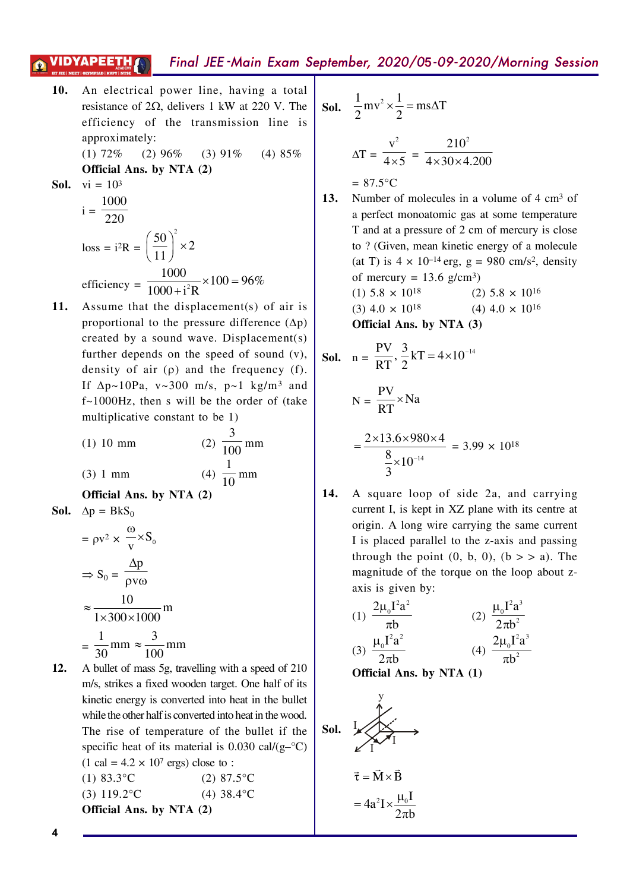**10.** An electrical power line, having a total resistance of $2\Omega$, delivers 1 kW at 220 V. The efficiency of the transmission line is approximately:

(1) 72% (2) 96% (3) 91% (4) 85%

**Official Ans. by NTA (2)**

**Sol.** $vi = 10^3$

$$i = \frac{1000}{220}$$

$$\text{loss} = i^2R = \left(\frac{50}{11}\right)^2 \times 2$$

$$\text{efficiency} = \frac{1000}{1000 + i^2R} \times 100 = 96\%$$

**11.** Assume that the displacement(s) of air is proportional to the pressure difference ($\Delta p$) created by a sound wave. Displacement(s) further depends on the speed of sound (v), density of air ($\rho$) and the frequency (f). If $\Delta p \sim 10$Pa, $v \sim 300$ m/s, $p \sim 1$ kg/m$^3$ and $f \sim 1000$Hz, then s will be the order of (take multiplicative constant to be 1)

(1) 10 mm (2) $\frac{3}{100}$ mm

(3) 1 mm (4) $\frac{1}{10}$ mm

**Official Ans. by NTA (2)**

**Sol.** $\Delta p = BkS_0$

$$= \rho v^2 \times \frac{\omega}{v} \times S_0$$

$$\Rightarrow S_0 = \frac{\Delta p}{\rho v \omega}$$

$$\approx \frac{10}{1 \times 300 \times 1000} \text{m}$$

$$= \frac{1}{30}\text{mm} \approx \frac{3}{100}\text{mm}$$

**12.** A bullet of mass 5g, travelling with a speed of 210 m/s, strikes a fixed wooden target. One half of its kinetic energy is converted into heat in the bullet while the other half is converted into heat in the wood. The rise of temperature of the bullet if the specific heat of its material is 0.030 cal/(g–°C) (1 cal = $4.2 \times 10^7$ ergs) close to :

(1) 83.3°C (2) 87.5°C

(3) 119.2°C (4) 38.4°C

**Official Ans. by NTA (2)**

**Sol.** $$\frac{1}{2}mv^2 \times \frac{1}{2} = ms\Delta T$$

$$\Delta T = \frac{v^2}{4 \times 5} = \frac{210^2}{4 \times 30 \times 4.200}$$

$= 87.5$°C

**13.** Number of molecules in a volume of 4 cm$^3$ of a perfect monoatomic gas at some temperature T and at a pressure of 2 cm of mercury is close to ? (Given, mean kinetic energy of a molecule (at T) is $4 \times 10^{-14}$ erg, g = 980 cm/s$^2$, density of mercury = 13.6 g/cm$^3$)

(1) $5.8 \times 10^{18}$ (2) $5.8 \times 10^{16}$

(3) $4.0 \times 10^{18}$ (4) $4.0 \times 10^{16}$

**Official Ans. by NTA (3)**

**Sol.** $$n = \frac{PV}{RT}, \frac{3}{2}kT = 4 \times 10^{-14}$$

$$N = \frac{PV}{RT} \times Na$$

$$= \frac{2 \times 13.6 \times 980 \times 4}{\frac{8}{3} \times 10^{-14}} = 3.99 \times 10^{18}$$

**14.** A square loop of side 2a, and carrying current I, is kept in XZ plane with its centre at origin. A long wire carrying the same current I is placed parallel to the z-axis and passing through the point (0, b, 0), (b >> a). The magnitude of the torque on the loop about z-axis is given by:

(1) $\frac{2\mu_0 I^2 a^2}{\pi b}$ (2) $\frac{\mu_0 I^2 a^3}{2\pi b^2}$

(3) $\frac{\mu_0 I^2 a^2}{2\pi b}$ (4) $\frac{2\mu_0 I^2 a^3}{\pi b^2}$

**Official Ans. by NTA (1)**

**Sol.**

$$\vec{\tau} = \vec{M} \times \vec{B}$$

$$= 4a^2 I \times \frac{\mu_0 I}{2\pi b}$$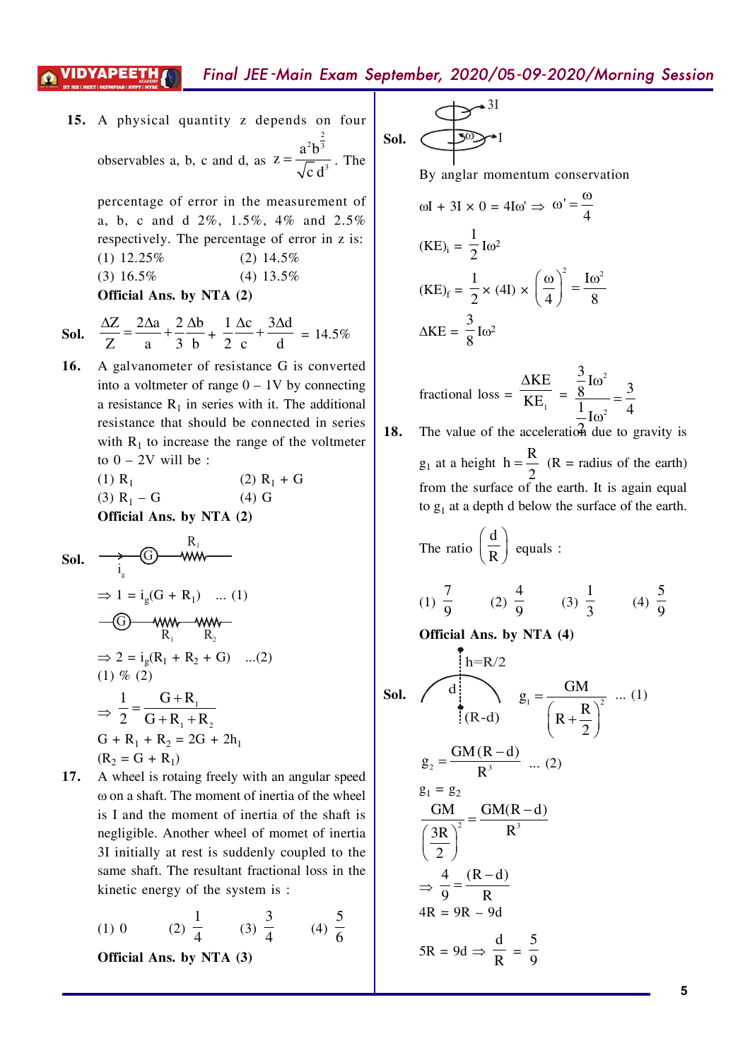**15.** A physical quantity z depends on four observables a, b, c and d, as $z = \frac{a^2 b^{\frac{2}{3}}}{\sqrt{c}\, d^3}$. The percentage of error in the measurement of a, b, c and d 2%, 1.5%, 4% and 2.5% respectively. The percentage of error in z is:

(1) 12.25% (2) 14.5%
(3) 16.5% (4) 13.5%

**Official Ans. by NTA (2)**

**Sol.** $\frac{\Delta Z}{Z} = \frac{2\Delta a}{a} + \frac{2}{3}\frac{\Delta b}{b} + \frac{1}{2}\frac{\Delta c}{c} + \frac{3\Delta d}{d}$ = 14.5%

**16.** A galvanometer of resistance G is converted into a voltmeter of range 0 – 1V by connecting a resistance $R_1$ in series with it. The additional resistance that should be connected in series with $R_1$ to increase the range of the voltmeter to 0 – 2V will be :

(1) $R_1$ (2) $R_1 + G$
(3) $R_1 - G$ (4) G

**Official Ans. by NTA (2)**

**Sol.** (Circuit: G in series with $R_1$, current $i_g$)

$\Rightarrow 1 = i_g(G + R_1)$ ... (1)

(Circuit: G in series with $R_1$ and $R_2$)

$\Rightarrow 2 = i_g(R_1 + R_2 + G)$ ...(2)

(1) % (2)

$\Rightarrow \frac{1}{2} = \frac{G + R_1}{G + R_1 + R_2}$

$G + R_1 + R_2 = 2G + 2h_1$

$(R_2 = G + R_1)$

**17.** A wheel is rotaing freely with an angular speed ω on a shaft. The moment of inertia of the wheel is I and the moment of inertia of the shaft is negligible. Another wheel of momet of inertia 3I initially at rest is suddenly coupled to the same shaft. The resultant fractional loss in the kinetic energy of the system is :

(1) 0 (2) $\frac{1}{4}$ (3) $\frac{3}{4}$ (4) $\frac{5}{6}$

**Official Ans. by NTA (3)**

**Sol.** (Figure: wheel 3I above wheel I rotating with ω on shaft)

By anglar momentum conservation

$\omega I + 3I \times 0 = 4I\omega' \Rightarrow \omega' = \frac{\omega}{4}$

$(KE)_i = \frac{1}{2} I\omega^2$

$(KE)_f = \frac{1}{2} \times (4I) \times \left(\frac{\omega}{4}\right)^2 = \frac{I\omega^2}{8}$

$\Delta KE = \frac{3}{8} I\omega^2$

fractional loss $= \frac{\Delta KE}{KE_1} = \frac{\frac{3}{8} I\omega^2}{\frac{1}{2} I\omega^2} = \frac{3}{4}$

**18.** The value of the acceleration due to gravity is $g_1$ at a height $h = \frac{R}{2}$ (R = radius of the earth) from the surface of the earth. It is again equal to $g_1$ at a depth d below the surface of the earth. The ratio $\left(\frac{d}{R}\right)$ equals :

(1) $\frac{7}{9}$ (2) $\frac{4}{9}$ (3) $\frac{1}{3}$ (4) $\frac{5}{9}$

**Official Ans. by NTA (4)**

**Sol.** (Figure: h = R/2 above surface, depth d, (R – d))

$g_1 = \frac{GM}{\left(R + \frac{R}{2}\right)^2}$ ... (1)

$g_2 = \frac{GM(R - d)}{R^3}$ ... (2)

$g_1 = g_2$

$\frac{GM}{\left(\frac{3R}{2}\right)^2} = \frac{GM(R - d)}{R^3}$

$\Rightarrow \frac{4}{9} = \frac{(R - d)}{R}$

$4R = 9R - 9d$

$5R = 9d \Rightarrow \frac{d}{R} = \frac{5}{9}$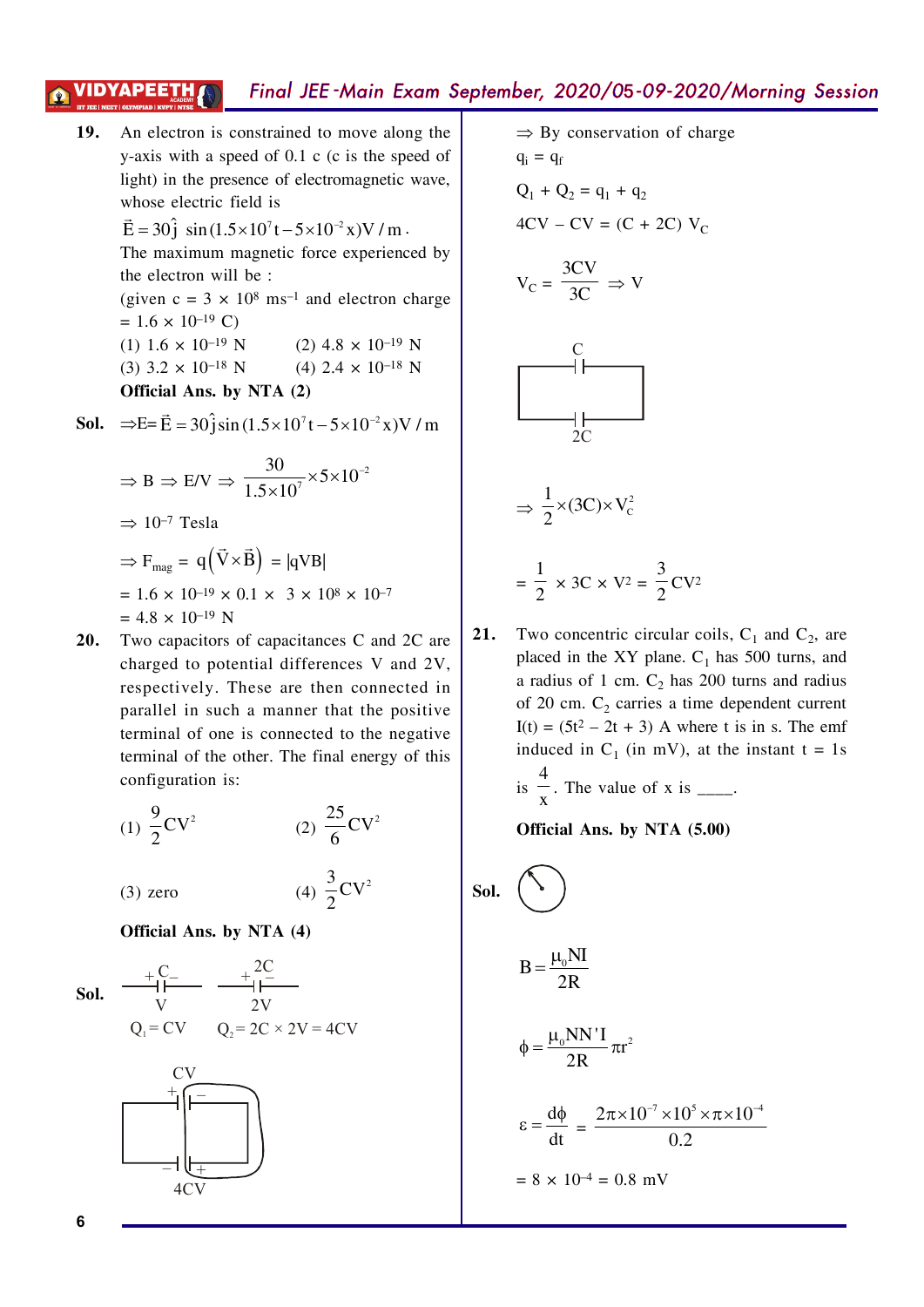**19.** An electron is constrained to move along the y-axis with a speed of 0.1 c (c is the speed of light) in the presence of electromagnetic wave, whose electric field is

$\vec{E} = 30\hat{j}\ \sin(1.5\times10^{7}t - 5\times10^{-2}x)\,V/m$.

The maximum magnetic force experienced by the electron will be :

(given c = 3 × $10^8$ $ms^{-1}$ and electron charge = 1.6 × $10^{-19}$ C)

(1) 1.6 × $10^{-19}$ N (2) 4.8 × $10^{-19}$ N

(3) 3.2 × $10^{-18}$ N (4) 2.4 × $10^{-18}$ N

**Official Ans. by NTA (2)**

**Sol.** $\Rightarrow E = \vec{E} = 30\hat{j}\sin(1.5\times10^{7}t - 5\times10^{-2}x)\,V/m$

$\Rightarrow B \Rightarrow E/V \Rightarrow \dfrac{30}{1.5\times10^{7}}\times5\times10^{-2}$

$\Rightarrow 10^{-7}$ Tesla

$\Rightarrow F_{mag} = q\left(\vec{V}\times\vec{B}\right) = |qVB|$

= 1.6 × $10^{-19}$ × 0.1 × 3 × $10^8$ × $10^{-7}$

= 4.8 × $10^{-19}$ N

**20.** Two capacitors of capacitances C and 2C are charged to potential differences V and 2V, respectively. These are then connected in parallel in such a manner that the positive terminal of one is connected to the negative terminal of the other. The final energy of this configuration is:

(1) $\dfrac{9}{2}CV^2$ (2) $\dfrac{25}{6}CV^2$

(3) zero (4) $\dfrac{3}{2}CV^2$

**Official Ans. by NTA (4)**

**Sol.**

C, V: $Q_1 = CV$ 2C, 2V: $Q_2 = 2C \times 2V = 4CV$

CV

4CV

$\Rightarrow$ By conservation of charge

$q_i = q_f$

$Q_1 + Q_2 = q_1 + q_2$

$4CV - CV = (C + 2C)\ V_C$

$V_C = \dfrac{3CV}{3C} \Rightarrow V$

C

2C

$\Rightarrow \dfrac{1}{2}\times(3C)\times V_c^2$

$= \dfrac{1}{2} \times 3C \times V^2 = \dfrac{3}{2}CV^2$

**21.** Two concentric circular coils, $C_1$ and $C_2$, are placed in the XY plane. $C_1$ has 500 turns, and a radius of 1 cm. $C_2$ has 200 turns and radius of 20 cm. $C_2$ carries a time dependent current $I(t) = (5t^2 - 2t + 3)$ A where t is in s. The emf induced in $C_1$ (in mV), at the instant t = 1s is $\dfrac{4}{x}$. The value of x is ____.

**Official Ans. by NTA (5.00)**

**Sol.**

$$B = \frac{\mu_0 NI}{2R}$$

$$\phi = \frac{\mu_0 NN'I}{2R}\pi r^2$$

$$\varepsilon = \frac{d\phi}{dt} = \frac{2\pi\times10^{-7}\times10^{5}\times\pi\times10^{-4}}{0.2}$$

= 8 × $10^{-4}$ = 0.8 mV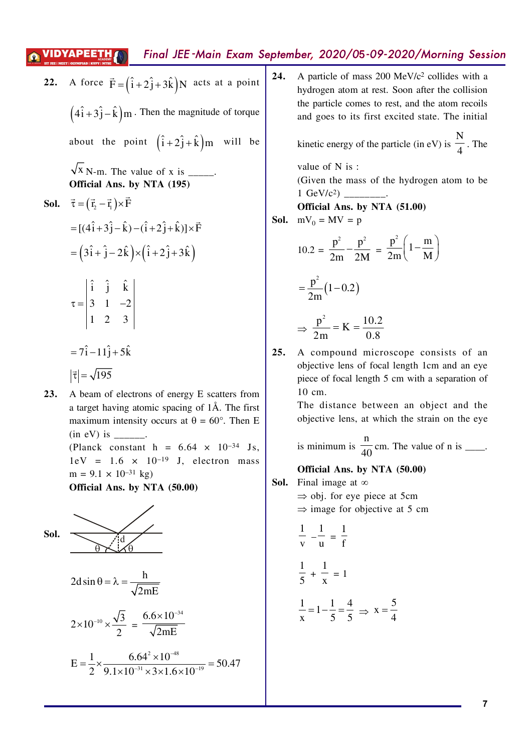**22.** A force $\vec{F} = (\hat{i} + 2\hat{j} + 3\hat{k})$ N acts at a point $(4\hat{i} + 3\hat{j} - \hat{k})$ m. Then the magnitude of torque about the point $(\hat{i} + 2\hat{j} + \hat{k})$ m will be $\sqrt{x}$ N-m. The value of x is _____.

**Official Ans. by NTA (195)**

**Sol.** $\vec{\tau} = (\vec{r}_2 - \vec{r}_1) \times \vec{F}$

$= [(4\hat{i} + 3\hat{j} - \hat{k}) - (\hat{i} + 2\hat{j} + \hat{k})] \times \vec{F}$

$= (3\hat{i} + \hat{j} - 2\hat{k}) \times (\hat{i} + 2\hat{j} + 3\hat{k})$

$$\tau = \begin{vmatrix} \hat{i} & \hat{j} & \hat{k} \\ 3 & 1 & -2 \\ 1 & 2 & 3 \end{vmatrix}$$

$= 7\hat{i} - 11\hat{j} + 5\hat{k}$

$|\vec{\tau}| = \sqrt{195}$

**23.** A beam of electrons of energy E scatters from a target having atomic spacing of 1Å. The first maximum intensity occurs at θ = 60°. Then E (in eV) is ______.

(Planck constant h = 6.64 × $10^{-34}$ Js, 1eV = 1.6 × $10^{-19}$ J, electron mass m = 9.1 × $10^{-31}$ kg)

**Official Ans. by NTA (50.00)**

**Sol.**

d
θ
θ

$$2d\sin\theta = \lambda = \frac{h}{\sqrt{2mE}}$$

$$2 \times 10^{-10} \times \frac{\sqrt{3}}{2} = \frac{6.6 \times 10^{-34}}{\sqrt{2mE}}$$

$$E = \frac{1}{2} \times \frac{6.64^2 \times 10^{-48}}{9.1 \times 10^{-31} \times 3 \times 1.6 \times 10^{-19}} = 50.47$$

**24.** A particle of mass 200 MeV/$c^2$ collides with a hydrogen atom at rest. Soon after the collision the particle comes to rest, and the atom recoils and goes to its first excited state. The initial kinetic energy of the particle (in eV) is $\frac{N}{4}$. The value of N is :

(Given the mass of the hydrogen atom to be 1 GeV/$c^2$) ________.

**Official Ans. by NTA (51.00)**

**Sol.** $mV_0 = MV = p$

$$10.2 = \frac{p^2}{2m} - \frac{p^2}{2M} = \frac{p^2}{2m}\left(1 - \frac{m}{M}\right)$$

$$= \frac{p^2}{2m}(1 - 0.2)$$

$$\Rightarrow \frac{p^2}{2m} = K = \frac{10.2}{0.8}$$

**25.** A compound microscope consists of an objective lens of focal length 1cm and an eye piece of focal length 5 cm with a separation of 10 cm.

The distance between an object and the objective lens, at which the strain on the eye is minimum is $\frac{n}{40}$ cm. The value of n is ____.

**Official Ans. by NTA (50.00)**

**Sol.** Final image at ∞

⇒ obj. for eye piece at 5cm

⇒ image for objective at 5 cm

$$\frac{1}{v} - \frac{1}{u} = \frac{1}{f}$$

$$\frac{1}{5} + \frac{1}{x} = 1$$

$$\frac{1}{x} = 1 - \frac{1}{5} = \frac{4}{5} \Rightarrow x = \frac{5}{4}$$